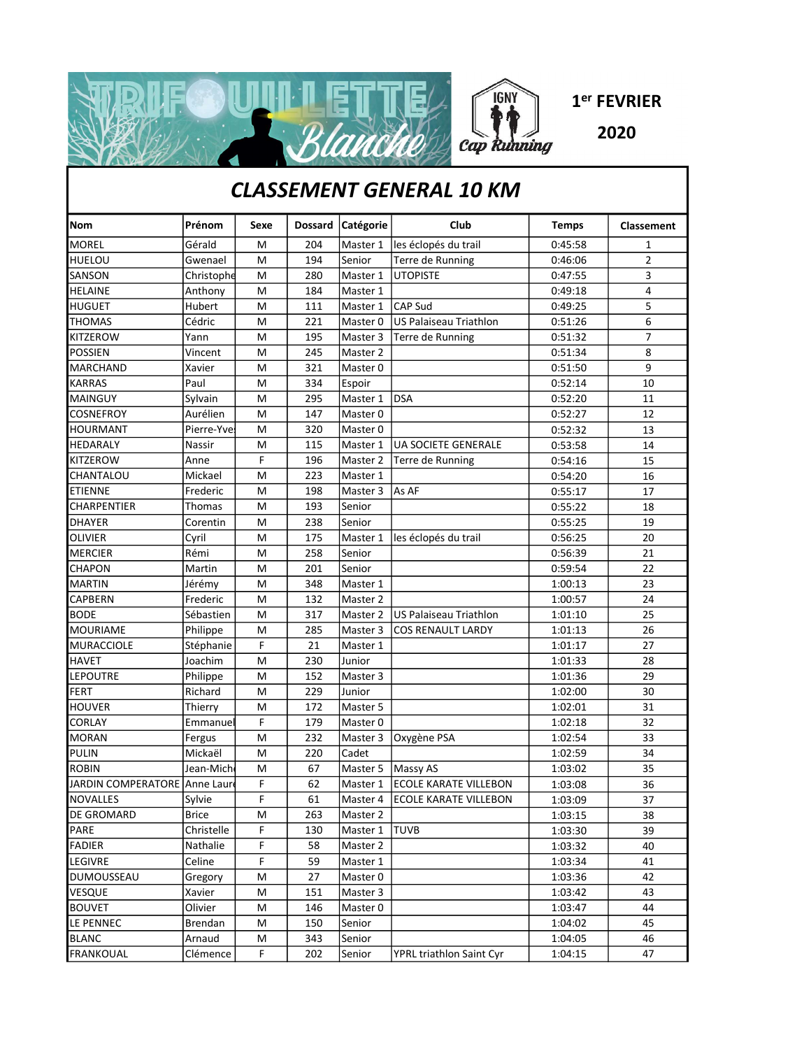TRIFOUILLETTE Blanche

IGNY Cap Running

1er FEVRIER 2020

# CLASSEMENT GENERAL 10 KM

| Nom | Prénom | Sexe | Dossard | Catégorie | Club | Temps | Classement |
|---|---|---|---|---|---|---|---|
| MOREL | Gérald | M | 204 | Master 1 | les éclopés du trail | 0:45:58 | 1 |
| HUELOU | Gwenael | M | 194 | Senior | Terre de Running | 0:46:06 | 2 |
| SANSON | Christophe | M | 280 | Master 1 | UTOPISTE | 0:47:55 | 3 |
| HELAINE | Anthony | M | 184 | Master 1 | | 0:49:18 | 4 |
| HUGUET | Hubert | M | 111 | Master 1 | CAP Sud | 0:49:25 | 5 |
| THOMAS | Cédric | M | 221 | Master 0 | US Palaiseau Triathlon | 0:51:26 | 6 |
| KITZEROW | Yann | M | 195 | Master 3 | Terre de Running | 0:51:32 | 7 |
| POSSIEN | Vincent | M | 245 | Master 2 | | 0:51:34 | 8 |
| MARCHAND | Xavier | M | 321 | Master 0 | | 0:51:50 | 9 |
| KARRAS | Paul | M | 334 | Espoir | | 0:52:14 | 10 |
| MAINGUY | Sylvain | M | 295 | Master 1 | DSA | 0:52:20 | 11 |
| COSNEFROY | Aurélien | M | 147 | Master 0 | | 0:52:27 | 12 |
| HOURMANT | Pierre-Yve | M | 320 | Master 0 | | 0:52:32 | 13 |
| HEDARALY | Nassir | M | 115 | Master 1 | UA SOCIETE GENERALE | 0:53:58 | 14 |
| KITZEROW | Anne | F | 196 | Master 2 | Terre de Running | 0:54:16 | 15 |
| CHANTALOU | Mickael | M | 223 | Master 1 | | 0:54:20 | 16 |
| ETIENNE | Frederic | M | 198 | Master 3 | As AF | 0:55:17 | 17 |
| CHARPENTIER | Thomas | M | 193 | Senior | | 0:55:22 | 18 |
| DHAYER | Corentin | M | 238 | Senior | | 0:55:25 | 19 |
| OLIVIER | Cyril | M | 175 | Master 1 | les éclopés du trail | 0:56:25 | 20 |
| MERCIER | Rémi | M | 258 | Senior | | 0:56:39 | 21 |
| CHAPON | Martin | M | 201 | Senior | | 0:59:54 | 22 |
| MARTIN | Jérémy | M | 348 | Master 1 | | 1:00:13 | 23 |
| CAPBERN | Frederic | M | 132 | Master 2 | | 1:00:57 | 24 |
| BODE | Sébastien | M | 317 | Master 2 | US Palaiseau Triathlon | 1:01:10 | 25 |
| MOURIAME | Philippe | M | 285 | Master 3 | COS RENAULT LARDY | 1:01:13 | 26 |
| MURACCIOLE | Stéphanie | F | 21 | Master 1 | | 1:01:17 | 27 |
| HAVET | Joachim | M | 230 | Junior | | 1:01:33 | 28 |
| LEPOUTRE | Philippe | M | 152 | Master 3 | | 1:01:36 | 29 |
| FERT | Richard | M | 229 | Junior | | 1:02:00 | 30 |
| HOUVER | Thierry | M | 172 | Master 5 | | 1:02:01 | 31 |
| CORLAY | Emmanuel | F | 179 | Master 0 | | 1:02:18 | 32 |
| MORAN | Fergus | M | 232 | Master 3 | Oxygène PSA | 1:02:54 | 33 |
| PULIN | Mickaël | M | 220 | Cadet | | 1:02:59 | 34 |
| ROBIN | Jean-Mich | M | 67 | Master 5 | Massy AS | 1:03:02 | 35 |
| JARDIN COMPERATORE | Anne Laur | F | 62 | Master 1 | ECOLE KARATE VILLEBON | 1:03:08 | 36 |
| NOVALLES | Sylvie | F | 61 | Master 4 | ECOLE KARATE VILLEBON | 1:03:09 | 37 |
| DE GROMARD | Brice | M | 263 | Master 2 | | 1:03:15 | 38 |
| PARE | Christelle | F | 130 | Master 1 | TUVB | 1:03:30 | 39 |
| FADIER | Nathalie | F | 58 | Master 2 | | 1:03:32 | 40 |
| LEGIVRE | Celine | F | 59 | Master 1 | | 1:03:34 | 41 |
| DUMOUSSEAU | Gregory | M | 27 | Master 0 | | 1:03:36 | 42 |
| VESQUE | Xavier | M | 151 | Master 3 | | 1:03:42 | 43 |
| BOUVET | Olivier | M | 146 | Master 0 | | 1:03:47 | 44 |
| LE PENNEC | Brendan | M | 150 | Senior | | 1:04:02 | 45 |
| BLANC | Arnaud | M | 343 | Senior | | 1:04:05 | 46 |
| FRANKOUAL | Clémence | F | 202 | Senior | YPRL triathlon Saint Cyr | 1:04:15 | 47 |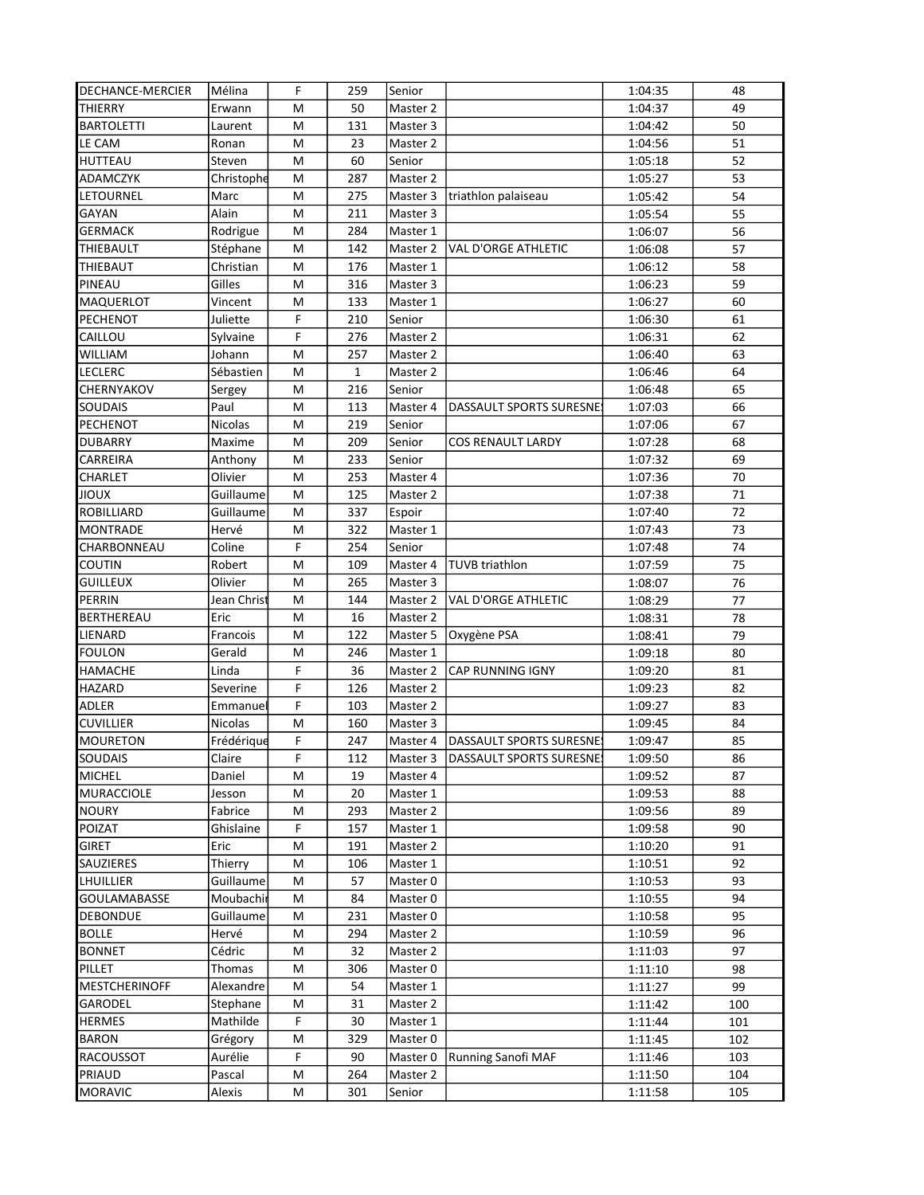| | | | | | | | |
|---|---|---|---|---|---|---|---|
| DECHANCE-MERCIER | Mélina | F | 259 | Senior | | 1:04:35 | 48 |
| THIERRY | Erwann | M | 50 | Master 2 | | 1:04:37 | 49 |
| BARTOLETTI | Laurent | M | 131 | Master 3 | | 1:04:42 | 50 |
| LE CAM | Ronan | M | 23 | Master 2 | | 1:04:56 | 51 |
| HUTTEAU | Steven | M | 60 | Senior | | 1:05:18 | 52 |
| ADAMCZYK | Christophe | M | 287 | Master 2 | | 1:05:27 | 53 |
| LETOURNEL | Marc | M | 275 | Master 3 | triathlon palaiseau | 1:05:42 | 54 |
| GAYAN | Alain | M | 211 | Master 3 | | 1:05:54 | 55 |
| GERMACK | Rodrigue | M | 284 | Master 1 | | 1:06:07 | 56 |
| THIEBAULT | Stéphane | M | 142 | Master 2 | VAL D'ORGE ATHLETIC | 1:06:08 | 57 |
| THIEBAUT | Christian | M | 176 | Master 1 | | 1:06:12 | 58 |
| PINEAU | Gilles | M | 316 | Master 3 | | 1:06:23 | 59 |
| MAQUERLOT | Vincent | M | 133 | Master 1 | | 1:06:27 | 60 |
| PECHENOT | Juliette | F | 210 | Senior | | 1:06:30 | 61 |
| CAILLOU | Sylvaine | F | 276 | Master 2 | | 1:06:31 | 62 |
| WILLIAM | Johann | M | 257 | Master 2 | | 1:06:40 | 63 |
| LECLERC | Sébastien | M | 1 | Master 2 | | 1:06:46 | 64 |
| CHERNYAKOV | Sergey | M | 216 | Senior | | 1:06:48 | 65 |
| SOUDAIS | Paul | M | 113 | Master 4 | DASSAULT SPORTS SURESNES | 1:07:03 | 66 |
| PECHENOT | Nicolas | M | 219 | Senior | | 1:07:06 | 67 |
| DUBARRY | Maxime | M | 209 | Senior | COS RENAULT LARDY | 1:07:28 | 68 |
| CARREIRA | Anthony | M | 233 | Senior | | 1:07:32 | 69 |
| CHARLET | Olivier | M | 253 | Master 4 | | 1:07:36 | 70 |
| JIOUX | Guillaume | M | 125 | Master 2 | | 1:07:38 | 71 |
| ROBILLIARD | Guillaume | M | 337 | Espoir | | 1:07:40 | 72 |
| MONTRADE | Hervé | M | 322 | Master 1 | | 1:07:43 | 73 |
| CHARBONNEAU | Coline | F | 254 | Senior | | 1:07:48 | 74 |
| COUTIN | Robert | M | 109 | Master 4 | TUVB triathlon | 1:07:59 | 75 |
| GUILLEUX | Olivier | M | 265 | Master 3 | | 1:08:07 | 76 |
| PERRIN | Jean Christ | M | 144 | Master 2 | VAL D'ORGE ATHLETIC | 1:08:29 | 77 |
| BERTHEREAU | Eric | M | 16 | Master 2 | | 1:08:31 | 78 |
| LIENARD | Francois | M | 122 | Master 5 | Oxygène PSA | 1:08:41 | 79 |
| FOULON | Gerald | M | 246 | Master 1 | | 1:09:18 | 80 |
| HAMACHE | Linda | F | 36 | Master 2 | CAP RUNNING IGNY | 1:09:20 | 81 |
| HAZARD | Severine | F | 126 | Master 2 | | 1:09:23 | 82 |
| ADLER | Emmanuel | F | 103 | Master 2 | | 1:09:27 | 83 |
| CUVILLIER | Nicolas | M | 160 | Master 3 | | 1:09:45 | 84 |
| MOURETON | Frédérique | F | 247 | Master 4 | DASSAULT SPORTS SURESNES | 1:09:47 | 85 |
| SOUDAIS | Claire | F | 112 | Master 3 | DASSAULT SPORTS SURESNES | 1:09:50 | 86 |
| MICHEL | Daniel | M | 19 | Master 4 | | 1:09:52 | 87 |
| MURACCIOLE | Jesson | M | 20 | Master 1 | | 1:09:53 | 88 |
| NOURY | Fabrice | M | 293 | Master 2 | | 1:09:56 | 89 |
| POIZAT | Ghislaine | F | 157 | Master 1 | | 1:09:58 | 90 |
| GIRET | Eric | M | 191 | Master 2 | | 1:10:20 | 91 |
| SAUZIERES | Thierry | M | 106 | Master 1 | | 1:10:51 | 92 |
| LHUILLIER | Guillaume | M | 57 | Master 0 | | 1:10:53 | 93 |
| GOULAMABASSE | Moubachir | M | 84 | Master 0 | | 1:10:55 | 94 |
| DEBONDUE | Guillaume | M | 231 | Master 0 | | 1:10:58 | 95 |
| BOLLE | Hervé | M | 294 | Master 2 | | 1:10:59 | 96 |
| BONNET | Cédric | M | 32 | Master 2 | | 1:11:03 | 97 |
| PILLET | Thomas | M | 306 | Master 0 | | 1:11:10 | 98 |
| MESTCHERINOFF | Alexandre | M | 54 | Master 1 | | 1:11:27 | 99 |
| GARODEL | Stephane | M | 31 | Master 2 | | 1:11:42 | 100 |
| HERMES | Mathilde | F | 30 | Master 1 | | 1:11:44 | 101 |
| BARON | Grégory | M | 329 | Master 0 | | 1:11:45 | 102 |
| RACOUSSOT | Aurélie | F | 90 | Master 0 | Running Sanofi MAF | 1:11:46 | 103 |
| PRIAUD | Pascal | M | 264 | Master 2 | | 1:11:50 | 104 |
| MORAVIC | Alexis | M | 301 | Senior | | 1:11:58 | 105 |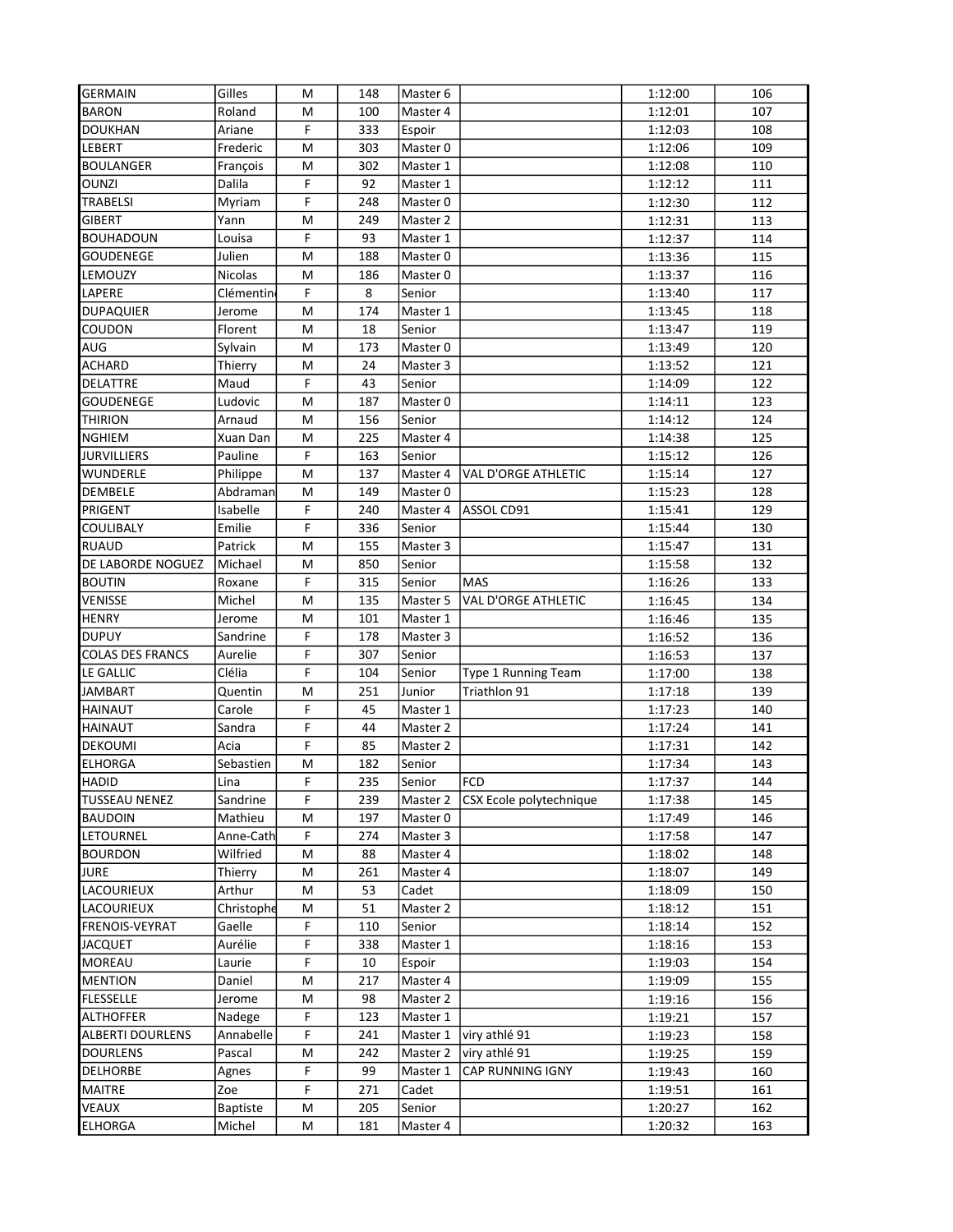| | | | | | | | |
|---|---|---|---|---|---|---|---|
| GERMAIN | Gilles | M | 148 | Master 6 | | 1:12:00 | 106 |
| BARON | Roland | M | 100 | Master 4 | | 1:12:01 | 107 |
| DOUKHAN | Ariane | F | 333 | Espoir | | 1:12:03 | 108 |
| LEBERT | Frederic | M | 303 | Master 0 | | 1:12:06 | 109 |
| BOULANGER | François | M | 302 | Master 1 | | 1:12:08 | 110 |
| OUNZI | Dalila | F | 92 | Master 1 | | 1:12:12 | 111 |
| TRABELSI | Myriam | F | 248 | Master 0 | | 1:12:30 | 112 |
| GIBERT | Yann | M | 249 | Master 2 | | 1:12:31 | 113 |
| BOUHADOUN | Louisa | F | 93 | Master 1 | | 1:12:37 | 114 |
| GOUDENEGE | Julien | M | 188 | Master 0 | | 1:13:36 | 115 |
| LEMOUZY | Nicolas | M | 186 | Master 0 | | 1:13:37 | 116 |
| LAPERE | Clémentin | F | 8 | Senior | | 1:13:40 | 117 |
| DUPAQUIER | Jerome | M | 174 | Master 1 | | 1:13:45 | 118 |
| COUDON | Florent | M | 18 | Senior | | 1:13:47 | 119 |
| AUG | Sylvain | M | 173 | Master 0 | | 1:13:49 | 120 |
| ACHARD | Thierry | M | 24 | Master 3 | | 1:13:52 | 121 |
| DELATTRE | Maud | F | 43 | Senior | | 1:14:09 | 122 |
| GOUDENEGE | Ludovic | M | 187 | Master 0 | | 1:14:11 | 123 |
| THIRION | Arnaud | M | 156 | Senior | | 1:14:12 | 124 |
| NGHIEM | Xuan Dan | M | 225 | Master 4 | | 1:14:38 | 125 |
| JURVILLIERS | Pauline | F | 163 | Senior | | 1:15:12 | 126 |
| WUNDERLE | Philippe | M | 137 | Master 4 | VAL D'ORGE ATHLETIC | 1:15:14 | 127 |
| DEMBELE | Abdraman | M | 149 | Master 0 | | 1:15:23 | 128 |
| PRIGENT | Isabelle | F | 240 | Master 4 | ASSOL CD91 | 1:15:41 | 129 |
| COULIBALY | Emilie | F | 336 | Senior | | 1:15:44 | 130 |
| RUAUD | Patrick | M | 155 | Master 3 | | 1:15:47 | 131 |
| DE LABORDE NOGUEZ | Michael | M | 850 | Senior | | 1:15:58 | 132 |
| BOUTIN | Roxane | F | 315 | Senior | MAS | 1:16:26 | 133 |
| VENISSE | Michel | M | 135 | Master 5 | VAL D'ORGE ATHLETIC | 1:16:45 | 134 |
| HENRY | Jerome | M | 101 | Master 1 | | 1:16:46 | 135 |
| DUPUY | Sandrine | F | 178 | Master 3 | | 1:16:52 | 136 |
| COLAS DES FRANCS | Aurelie | F | 307 | Senior | | 1:16:53 | 137 |
| LE GALLIC | Clélia | F | 104 | Senior | Type 1 Running Team | 1:17:00 | 138 |
| JAMBART | Quentin | M | 251 | Junior | Triathlon 91 | 1:17:18 | 139 |
| HAINAUT | Carole | F | 45 | Master 1 | | 1:17:23 | 140 |
| HAINAUT | Sandra | F | 44 | Master 2 | | 1:17:24 | 141 |
| DEKOUMI | Acia | F | 85 | Master 2 | | 1:17:31 | 142 |
| ELHORGA | Sebastien | M | 182 | Senior | | 1:17:34 | 143 |
| HADID | Lina | F | 235 | Senior | FCD | 1:17:37 | 144 |
| TUSSEAU NENEZ | Sandrine | F | 239 | Master 2 | CSX Ecole polytechnique | 1:17:38 | 145 |
| BAUDOIN | Mathieu | M | 197 | Master 0 | | 1:17:49 | 146 |
| LETOURNEL | Anne-Cath | F | 274 | Master 3 | | 1:17:58 | 147 |
| BOURDON | Wilfried | M | 88 | Master 4 | | 1:18:02 | 148 |
| JURE | Thierry | M | 261 | Master 4 | | 1:18:07 | 149 |
| LACOURIEUX | Arthur | M | 53 | Cadet | | 1:18:09 | 150 |
| LACOURIEUX | Christophe | M | 51 | Master 2 | | 1:18:12 | 151 |
| FRENOIS-VEYRAT | Gaelle | F | 110 | Senior | | 1:18:14 | 152 |
| JACQUET | Aurélie | F | 338 | Master 1 | | 1:18:16 | 153 |
| MOREAU | Laurie | F | 10 | Espoir | | 1:19:03 | 154 |
| MENTION | Daniel | M | 217 | Master 4 | | 1:19:09 | 155 |
| FLESSELLE | Jerome | M | 98 | Master 2 | | 1:19:16 | 156 |
| ALTHOFFER | Nadege | F | 123 | Master 1 | | 1:19:21 | 157 |
| ALBERTI DOURLENS | Annabelle | F | 241 | Master 1 | viry athlé 91 | 1:19:23 | 158 |
| DOURLENS | Pascal | M | 242 | Master 2 | viry athlé 91 | 1:19:25 | 159 |
| DELHORBE | Agnes | F | 99 | Master 1 | CAP RUNNING IGNY | 1:19:43 | 160 |
| MAITRE | Zoe | F | 271 | Cadet | | 1:19:51 | 161 |
| VEAUX | Baptiste | M | 205 | Senior | | 1:20:27 | 162 |
| ELHORGA | Michel | M | 181 | Master 4 | | 1:20:32 | 163 |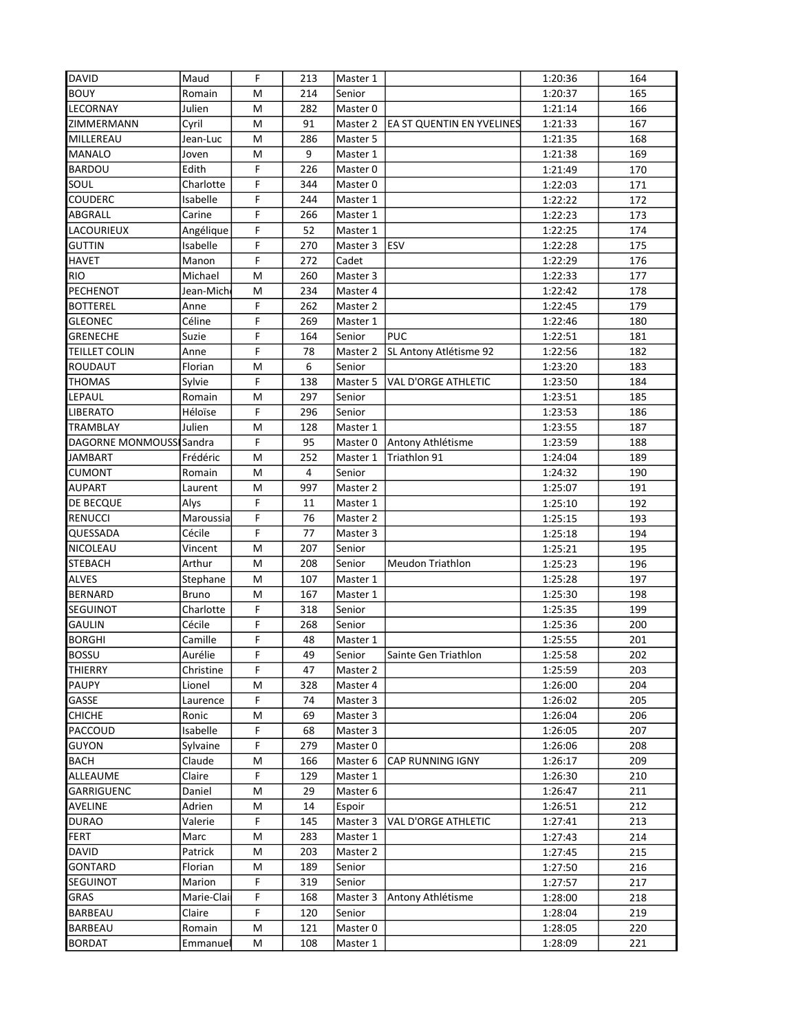| | | | | | | | |
|---|---|---|---|---|---|---|---|
| DAVID | Maud | F | 213 | Master 1 | | 1:20:36 | 164 |
| BOUY | Romain | M | 214 | Senior | | 1:20:37 | 165 |
| LECORNAY | Julien | M | 282 | Master 0 | | 1:21:14 | 166 |
| ZIMMERMANN | Cyril | M | 91 | Master 2 | EA ST QUENTIN EN YVELINES | 1:21:33 | 167 |
| MILLEREAU | Jean-Luc | M | 286 | Master 5 | | 1:21:35 | 168 |
| MANALO | Joven | M | 9 | Master 1 | | 1:21:38 | 169 |
| BARDOU | Edith | F | 226 | Master 0 | | 1:21:49 | 170 |
| SOUL | Charlotte | F | 344 | Master 0 | | 1:22:03 | 171 |
| COUDERC | Isabelle | F | 244 | Master 1 | | 1:22:22 | 172 |
| ABGRALL | Carine | F | 266 | Master 1 | | 1:22:23 | 173 |
| LACOURIEUX | Angélique | F | 52 | Master 1 | | 1:22:25 | 174 |
| GUTTIN | Isabelle | F | 270 | Master 3 | ESV | 1:22:28 | 175 |
| HAVET | Manon | F | 272 | Cadet | | 1:22:29 | 176 |
| RIO | Michael | M | 260 | Master 3 | | 1:22:33 | 177 |
| PECHENOT | Jean-Mich | M | 234 | Master 4 | | 1:22:42 | 178 |
| BOTTEREL | Anne | F | 262 | Master 2 | | 1:22:45 | 179 |
| GLEONEC | Céline | F | 269 | Master 1 | | 1:22:46 | 180 |
| GRENECHE | Suzie | F | 164 | Senior | PUC | 1:22:51 | 181 |
| TEILLET COLIN | Anne | F | 78 | Master 2 | SL Antony Atlétisme 92 | 1:22:56 | 182 |
| ROUDAUT | Florian | M | 6 | Senior | | 1:23:20 | 183 |
| THOMAS | Sylvie | F | 138 | Master 5 | VAL D'ORGE ATHLETIC | 1:23:50 | 184 |
| LEPAUL | Romain | M | 297 | Senior | | 1:23:51 | 185 |
| LIBERATO | Héloïse | F | 296 | Senior | | 1:23:53 | 186 |
| TRAMBLAY | Julien | M | 128 | Master 1 | | 1:23:55 | 187 |
| DAGORNE MONMOUSS | Sandra | F | 95 | Master 0 | Antony Athlétisme | 1:23:59 | 188 |
| JAMBART | Frédéric | M | 252 | Master 1 | Triathlon 91 | 1:24:04 | 189 |
| CUMONT | Romain | M | 4 | Senior | | 1:24:32 | 190 |
| AUPART | Laurent | M | 997 | Master 2 | | 1:25:07 | 191 |
| DE BECQUE | Alys | F | 11 | Master 1 | | 1:25:10 | 192 |
| RENUCCI | Maroussia | F | 76 | Master 2 | | 1:25:15 | 193 |
| QUESSADA | Cécile | F | 77 | Master 3 | | 1:25:18 | 194 |
| NICOLEAU | Vincent | M | 207 | Senior | | 1:25:21 | 195 |
| STEBACH | Arthur | M | 208 | Senior | Meudon Triathlon | 1:25:23 | 196 |
| ALVES | Stephane | M | 107 | Master 1 | | 1:25:28 | 197 |
| BERNARD | Bruno | M | 167 | Master 1 | | 1:25:30 | 198 |
| SEGUINOT | Charlotte | F | 318 | Senior | | 1:25:35 | 199 |
| GAULIN | Cécile | F | 268 | Senior | | 1:25:36 | 200 |
| BORGHI | Camille | F | 48 | Master 1 | | 1:25:55 | 201 |
| BOSSU | Aurélie | F | 49 | Senior | Sainte Gen Triathlon | 1:25:58 | 202 |
| THIERRY | Christine | F | 47 | Master 2 | | 1:25:59 | 203 |
| PAUPY | Lionel | M | 328 | Master 4 | | 1:26:00 | 204 |
| GASSE | Laurence | F | 74 | Master 3 | | 1:26:02 | 205 |
| CHICHE | Ronic | M | 69 | Master 3 | | 1:26:04 | 206 |
| PACCOUD | Isabelle | F | 68 | Master 3 | | 1:26:05 | 207 |
| GUYON | Sylvaine | F | 279 | Master 0 | | 1:26:06 | 208 |
| BACH | Claude | M | 166 | Master 6 | CAP RUNNING IGNY | 1:26:17 | 209 |
| ALLEAUME | Claire | F | 129 | Master 1 | | 1:26:30 | 210 |
| GARRIGUENC | Daniel | M | 29 | Master 6 | | 1:26:47 | 211 |
| AVELINE | Adrien | M | 14 | Espoir | | 1:26:51 | 212 |
| DURAO | Valerie | F | 145 | Master 3 | VAL D'ORGE ATHLETIC | 1:27:41 | 213 |
| FERT | Marc | M | 283 | Master 1 | | 1:27:43 | 214 |
| DAVID | Patrick | M | 203 | Master 2 | | 1:27:45 | 215 |
| GONTARD | Florian | M | 189 | Senior | | 1:27:50 | 216 |
| SEGUINOT | Marion | F | 319 | Senior | | 1:27:57 | 217 |
| GRAS | Marie-Clai | F | 168 | Master 3 | Antony Athlétisme | 1:28:00 | 218 |
| BARBEAU | Claire | F | 120 | Senior | | 1:28:04 | 219 |
| BARBEAU | Romain | M | 121 | Master 0 | | 1:28:05 | 220 |
| BORDAT | Emmanuel | M | 108 | Master 1 | | 1:28:09 | 221 |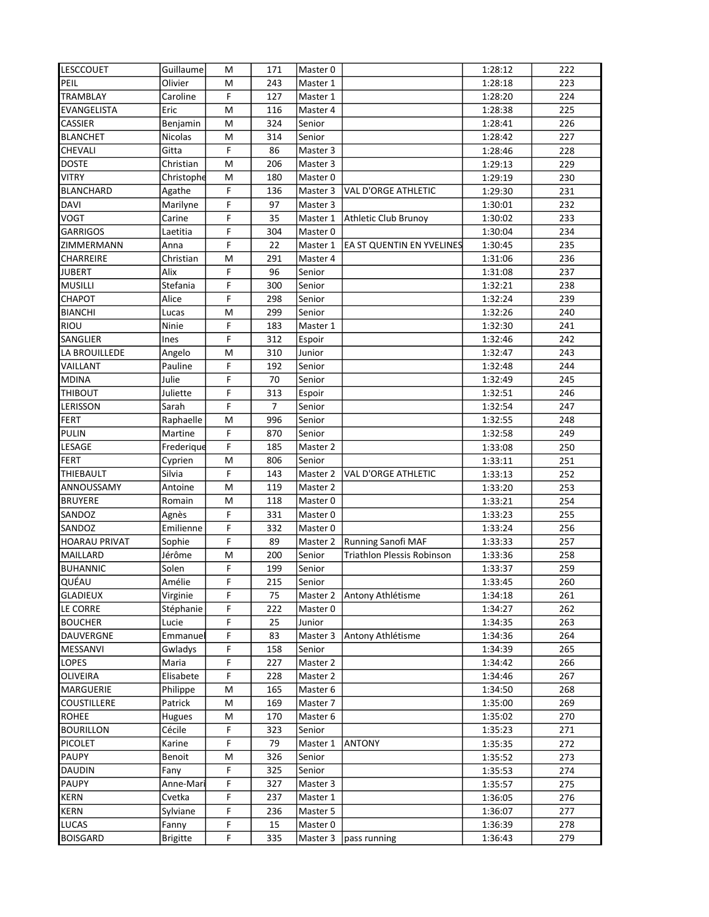| | | | | | | | |
|---|---|---|---|---|---|---|---|
| LESCCOUET | Guillaume | M | 171 | Master 0 | | 1:28:12 | 222 |
| PEIL | Olivier | M | 243 | Master 1 | | 1:28:18 | 223 |
| TRAMBLAY | Caroline | F | 127 | Master 1 | | 1:28:20 | 224 |
| EVANGELISTA | Eric | M | 116 | Master 4 | | 1:28:38 | 225 |
| CASSIER | Benjamin | M | 324 | Senior | | 1:28:41 | 226 |
| BLANCHET | Nicolas | M | 314 | Senior | | 1:28:42 | 227 |
| CHEVALI | Gitta | F | 86 | Master 3 | | 1:28:46 | 228 |
| DOSTE | Christian | M | 206 | Master 3 | | 1:29:13 | 229 |
| VITRY | Christophe | M | 180 | Master 0 | | 1:29:19 | 230 |
| BLANCHARD | Agathe | F | 136 | Master 3 | VAL D'ORGE ATHLETIC | 1:29:30 | 231 |
| DAVI | Marilyne | F | 97 | Master 3 | | 1:30:01 | 232 |
| VOGT | Carine | F | 35 | Master 1 | Athletic Club Brunoy | 1:30:02 | 233 |
| GARRIGOS | Laetitia | F | 304 | Master 0 | | 1:30:04 | 234 |
| ZIMMERMANN | Anna | F | 22 | Master 1 | EA ST QUENTIN EN YVELINES | 1:30:45 | 235 |
| CHARREIRE | Christian | M | 291 | Master 4 | | 1:31:06 | 236 |
| JUBERT | Alix | F | 96 | Senior | | 1:31:08 | 237 |
| MUSILLI | Stefania | F | 300 | Senior | | 1:32:21 | 238 |
| CHAPOT | Alice | F | 298 | Senior | | 1:32:24 | 239 |
| BIANCHI | Lucas | M | 299 | Senior | | 1:32:26 | 240 |
| RIOU | Ninie | F | 183 | Master 1 | | 1:32:30 | 241 |
| SANGLIER | Ines | F | 312 | Espoir | | 1:32:46 | 242 |
| LA BROUILLEDE | Angelo | M | 310 | Junior | | 1:32:47 | 243 |
| VAILLANT | Pauline | F | 192 | Senior | | 1:32:48 | 244 |
| MDINA | Julie | F | 70 | Senior | | 1:32:49 | 245 |
| THIBOUT | Juliette | F | 313 | Espoir | | 1:32:51 | 246 |
| LERISSON | Sarah | F | 7 | Senior | | 1:32:54 | 247 |
| FERT | Raphaelle | M | 996 | Senior | | 1:32:55 | 248 |
| PULIN | Martine | F | 870 | Senior | | 1:32:58 | 249 |
| LESAGE | Frederique | F | 185 | Master 2 | | 1:33:08 | 250 |
| FERT | Cyprien | M | 806 | Senior | | 1:33:11 | 251 |
| THIEBAULT | Silvia | F | 143 | Master 2 | VAL D'ORGE ATHLETIC | 1:33:13 | 252 |
| ANNOUSSAMY | Antoine | M | 119 | Master 2 | | 1:33:20 | 253 |
| BRUYERE | Romain | M | 118 | Master 0 | | 1:33:21 | 254 |
| SANDOZ | Agnès | F | 331 | Master 0 | | 1:33:23 | 255 |
| SANDOZ | Emilienne | F | 332 | Master 0 | | 1:33:24 | 256 |
| HOARAU PRIVAT | Sophie | F | 89 | Master 2 | Running Sanofi MAF | 1:33:33 | 257 |
| MAILLARD | Jérôme | M | 200 | Senior | Triathlon Plessis Robinson | 1:33:36 | 258 |
| BUHANNIC | Solen | F | 199 | Senior | | 1:33:37 | 259 |
| QUÉAU | Amélie | F | 215 | Senior | | 1:33:45 | 260 |
| GLADIEUX | Virginie | F | 75 | Master 2 | Antony Athlétisme | 1:34:18 | 261 |
| LE CORRE | Stéphanie | F | 222 | Master 0 | | 1:34:27 | 262 |
| BOUCHER | Lucie | F | 25 | Junior | | 1:34:35 | 263 |
| DAUVERGNE | Emmanuel | F | 83 | Master 3 | Antony Athlétisme | 1:34:36 | 264 |
| MESSANVI | Gwladys | F | 158 | Senior | | 1:34:39 | 265 |
| LOPES | Maria | F | 227 | Master 2 | | 1:34:42 | 266 |
| OLIVEIRA | Elisabete | F | 228 | Master 2 | | 1:34:46 | 267 |
| MARGUERIE | Philippe | M | 165 | Master 6 | | 1:34:50 | 268 |
| COUSTILLERE | Patrick | M | 169 | Master 7 | | 1:35:00 | 269 |
| ROHEE | Hugues | M | 170 | Master 6 | | 1:35:02 | 270 |
| BOURILLON | Cécile | F | 323 | Senior | | 1:35:23 | 271 |
| PICOLET | Karine | F | 79 | Master 1 | ANTONY | 1:35:35 | 272 |
| PAUPY | Benoit | M | 326 | Senior | | 1:35:52 | 273 |
| DAUDIN | Fany | F | 325 | Senior | | 1:35:53 | 274 |
| PAUPY | Anne-Mari | F | 327 | Master 3 | | 1:35:57 | 275 |
| KERN | Cvetka | F | 237 | Master 1 | | 1:36:05 | 276 |
| KERN | Sylviane | F | 236 | Master 5 | | 1:36:07 | 277 |
| LUCAS | Fanny | F | 15 | Master 0 | | 1:36:39 | 278 |
| BOISGARD | Brigitte | F | 335 | Master 3 | pass running | 1:36:43 | 279 |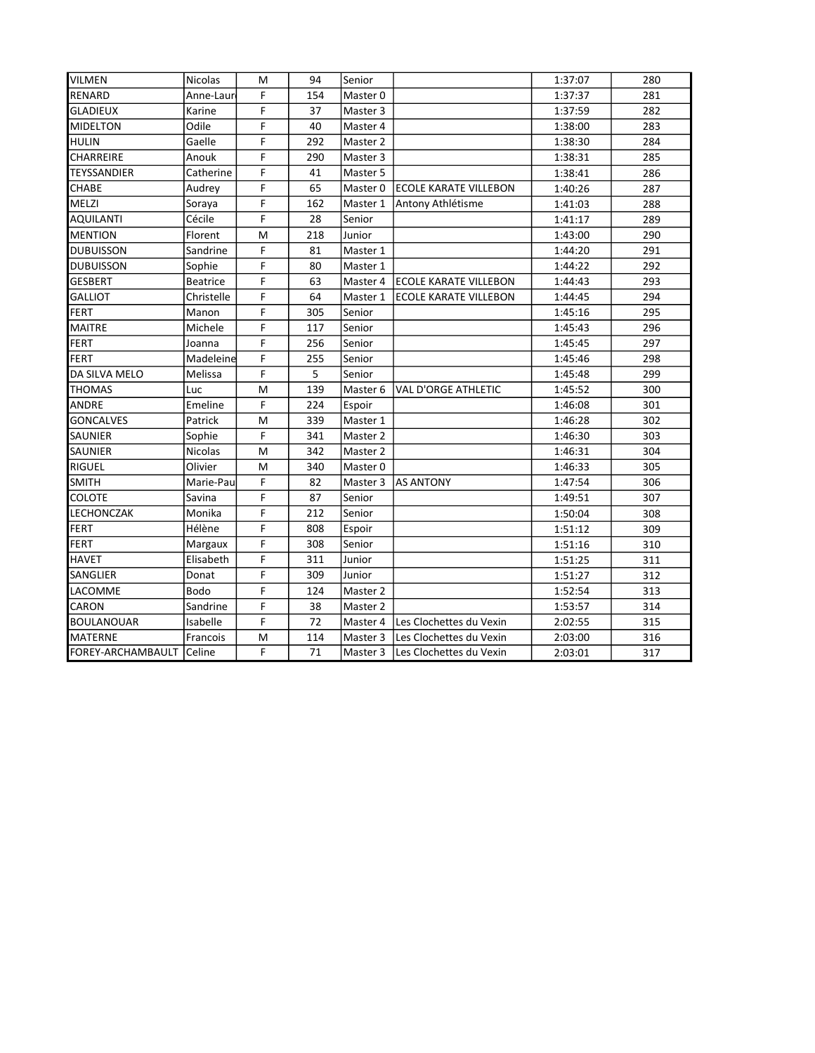| | | | | | | | |
|---|---|---|---|---|---|---|---|
| VILMEN | Nicolas | M | 94 | Senior | | 1:37:07 | 280 |
| RENARD | Anne-Laur | F | 154 | Master 0 | | 1:37:37 | 281 |
| GLADIEUX | Karine | F | 37 | Master 3 | | 1:37:59 | 282 |
| MIDELTON | Odile | F | 40 | Master 4 | | 1:38:00 | 283 |
| HULIN | Gaelle | F | 292 | Master 2 | | 1:38:30 | 284 |
| CHARREIRE | Anouk | F | 290 | Master 3 | | 1:38:31 | 285 |
| TEYSSANDIER | Catherine | F | 41 | Master 5 | | 1:38:41 | 286 |
| CHABE | Audrey | F | 65 | Master 0 | ECOLE KARATE VILLEBON | 1:40:26 | 287 |
| MELZI | Soraya | F | 162 | Master 1 | Antony Athlétisme | 1:41:03 | 288 |
| AQUILANTI | Cécile | F | 28 | Senior | | 1:41:17 | 289 |
| MENTION | Florent | M | 218 | Junior | | 1:43:00 | 290 |
| DUBUISSON | Sandrine | F | 81 | Master 1 | | 1:44:20 | 291 |
| DUBUISSON | Sophie | F | 80 | Master 1 | | 1:44:22 | 292 |
| GESBERT | Beatrice | F | 63 | Master 4 | ECOLE KARATE VILLEBON | 1:44:43 | 293 |
| GALLIOT | Christelle | F | 64 | Master 1 | ECOLE KARATE VILLEBON | 1:44:45 | 294 |
| FERT | Manon | F | 305 | Senior | | 1:45:16 | 295 |
| MAITRE | Michele | F | 117 | Senior | | 1:45:43 | 296 |
| FERT | Joanna | F | 256 | Senior | | 1:45:45 | 297 |
| FERT | Madeleine | F | 255 | Senior | | 1:45:46 | 298 |
| DA SILVA MELO | Melissa | F | 5 | Senior | | 1:45:48 | 299 |
| THOMAS | Luc | M | 139 | Master 6 | VAL D'ORGE ATHLETIC | 1:45:52 | 300 |
| ANDRE | Emeline | F | 224 | Espoir | | 1:46:08 | 301 |
| GONCALVES | Patrick | M | 339 | Master 1 | | 1:46:28 | 302 |
| SAUNIER | Sophie | F | 341 | Master 2 | | 1:46:30 | 303 |
| SAUNIER | Nicolas | M | 342 | Master 2 | | 1:46:31 | 304 |
| RIGUEL | Olivier | M | 340 | Master 0 | | 1:46:33 | 305 |
| SMITH | Marie-Pau | F | 82 | Master 3 | AS ANTONY | 1:47:54 | 306 |
| COLOTE | Savina | F | 87 | Senior | | 1:49:51 | 307 |
| LECHONCZAK | Monika | F | 212 | Senior | | 1:50:04 | 308 |
| FERT | Hélène | F | 808 | Espoir | | 1:51:12 | 309 |
| FERT | Margaux | F | 308 | Senior | | 1:51:16 | 310 |
| HAVET | Elisabeth | F | 311 | Junior | | 1:51:25 | 311 |
| SANGLIER | Donat | F | 309 | Junior | | 1:51:27 | 312 |
| LACOMME | Bodo | F | 124 | Master 2 | | 1:52:54 | 313 |
| CARON | Sandrine | F | 38 | Master 2 | | 1:53:57 | 314 |
| BOULANOUAR | Isabelle | F | 72 | Master 4 | Les Clochettes du Vexin | 2:02:55 | 315 |
| MATERNE | Francois | M | 114 | Master 3 | Les Clochettes du Vexin | 2:03:00 | 316 |
| FOREY-ARCHAMBAULT | Celine | F | 71 | Master 3 | Les Clochettes du Vexin | 2:03:01 | 317 |